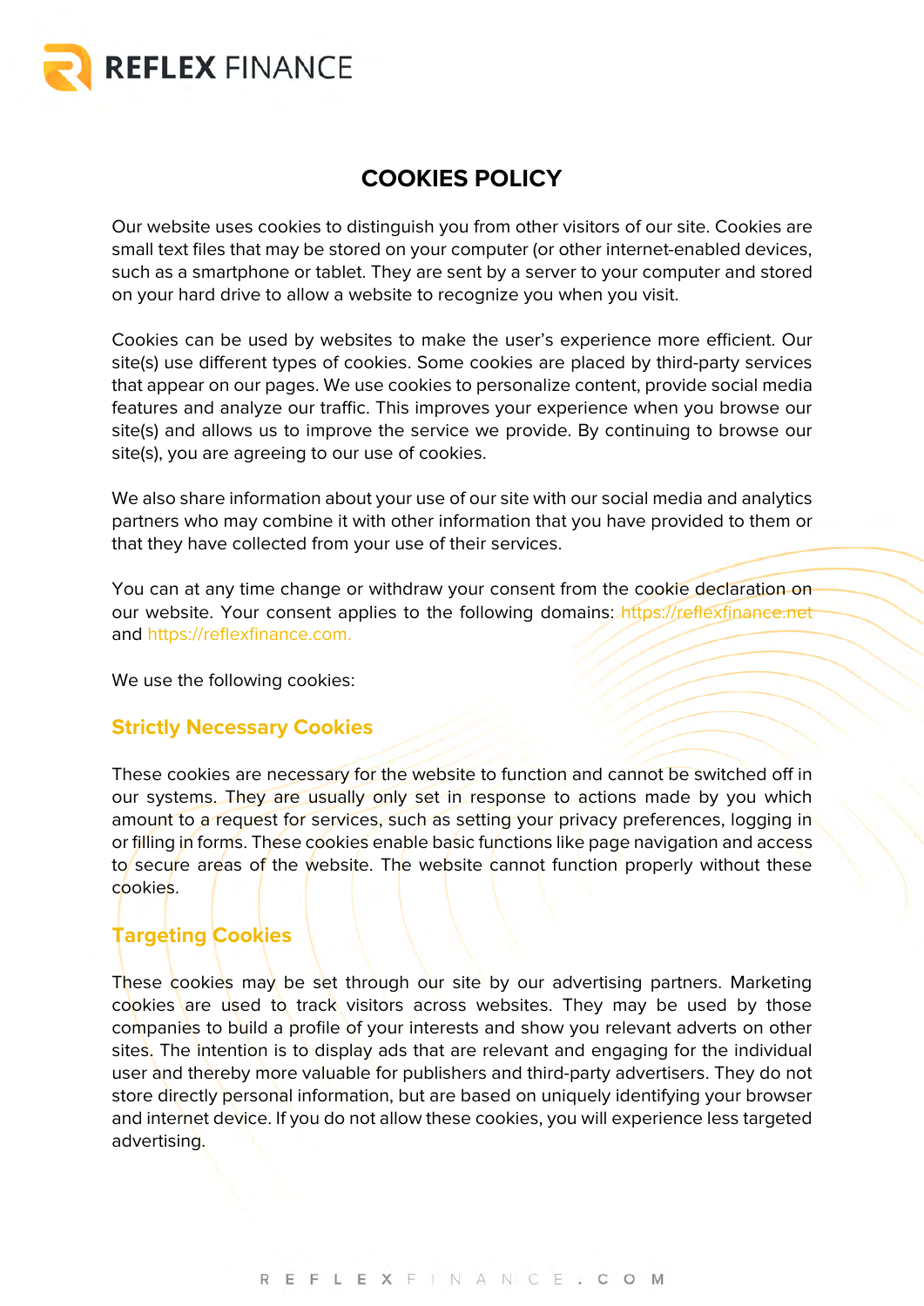# COOKIES POLICY

Our website uses cookies to distinguish you from other visitors of our site. Cookies are small text files that may be stored on your computer (or other internet-enabled devices, such as a smartphone or tablet. They are sent by a server to your computer and stored on your hard drive to allow a website to recognize you when you visit.

Cookies can be used by websites to make the user's experience more efficient. Our site(s) use different types of cookies. Some cookies are placed by third-party services that appear on our pages. We use cookies to personalize content, provide social media features and analyze our traffic. This improves your experience when you browse our site(s) and allows us to improve the service we provide. By continuing to browse our site(s), you are agreeing to our use of cookies.

We also share information about your use of our site with our social media and analytics partners who may combine it with other information that you have provided to them or that they have collected from your use of their services.

You can at any time change or withdraw your consent from the cookie declaration on our website. Your consent applies to the following domains: https://reflexfinance.net and https://reflexfinance.com.

We use the following cookies:

## Strictly Necessary Cookies

These cookies are necessary for the website to function and cannot be switched off in our systems. They are usually only set in response to actions made by you which amount to a request for services, such as setting your privacy preferences, logging in or filling in forms. These cookies enable basic functions like page navigation and access to secure areas of the website. The website cannot function properly without these cookies.

## Targeting Cookies

These cookies may be set through our site by our advertising partners. Marketing cookies are used to track visitors across websites. They may be used by those companies to build a profile of your interests and show you relevant adverts on other sites. The intention is to display ads that are relevant and engaging for the individual user and thereby more valuable for publishers and third-party advertisers. They do not store directly personal information, but are based on uniquely identifying your browser and internet device. If you do not allow these cookies, you will experience less targeted advertising.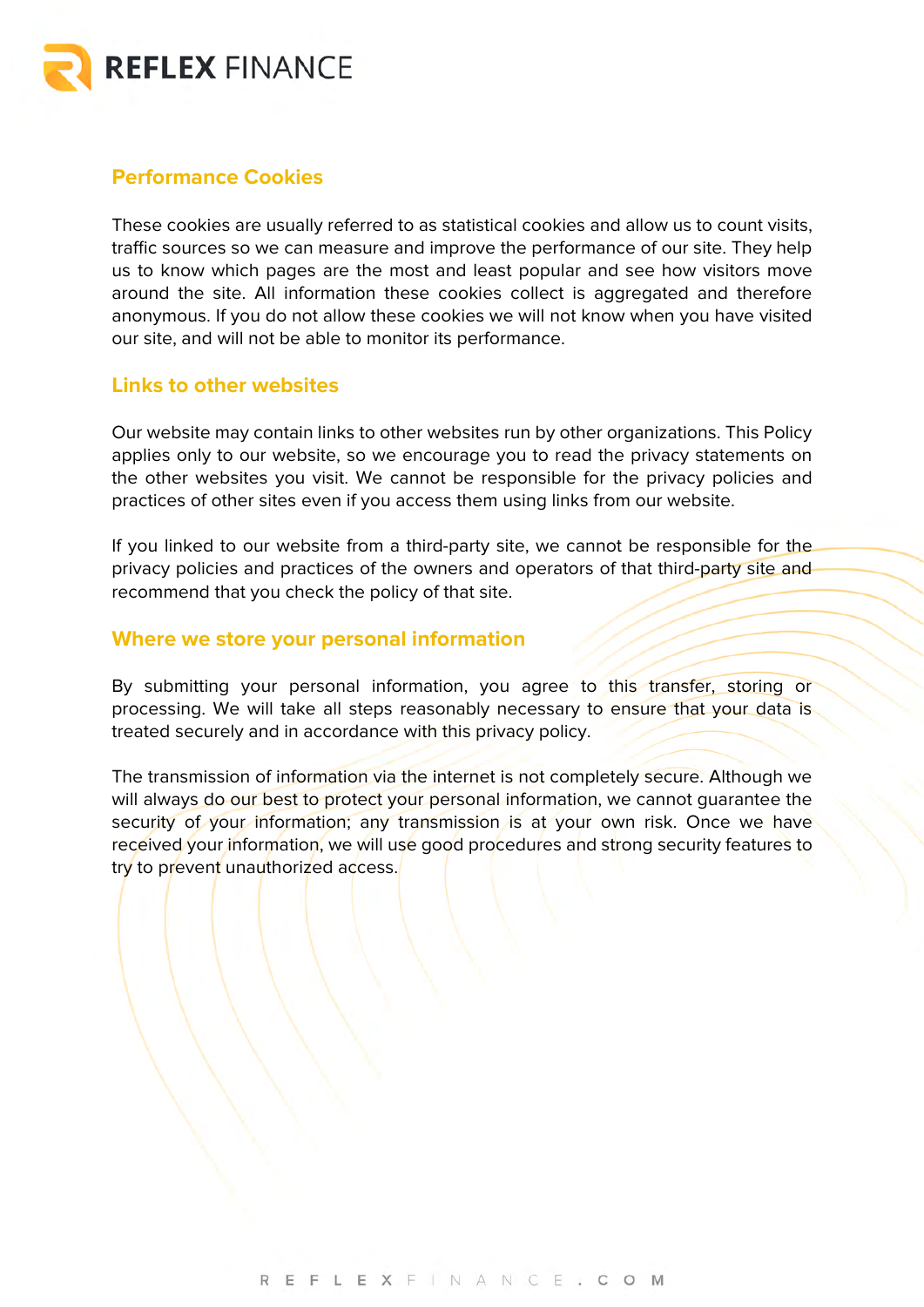## Performance Cookies

These cookies are usually referred to as statistical cookies and allow us to count visits, traffic sources so we can measure and improve the performance of our site. They help us to know which pages are the most and least popular and see how visitors move around the site. All information these cookies collect is aggregated and therefore anonymous. If you do not allow these cookies we will not know when you have visited our site, and will not be able to monitor its performance.

## Links to other websites

Our website may contain links to other websites run by other organizations. This Policy applies only to our website, so we encourage you to read the privacy statements on the other websites you visit. We cannot be responsible for the privacy policies and practices of other sites even if you access them using links from our website.

If you linked to our website from a third-party site, we cannot be responsible for the privacy policies and practices of the owners and operators of that third-party site and recommend that you check the policy of that site.

## Where we store your personal information

By submitting your personal information, you agree to this transfer, storing or processing. We will take all steps reasonably necessary to ensure that your data is treated securely and in accordance with this privacy policy.

The transmission of information via the internet is not completely secure. Although we will always do our best to protect your personal information, we cannot guarantee the security of your information; any transmission is at your own risk. Once we have received your information, we will use good procedures and strong security features to try to prevent unauthorized access.